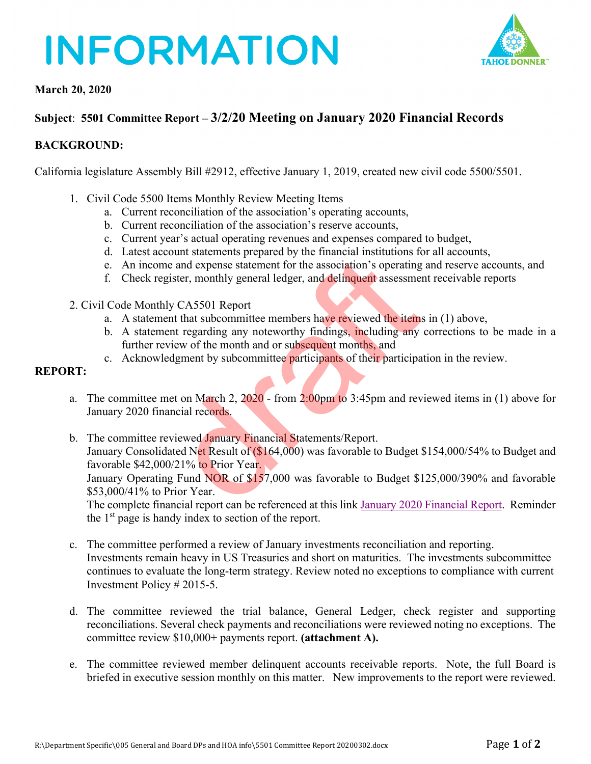# INFORMATION

**March 20, 2020**

**Subject**: **5501 Committee Report – 3/2/20 Meeting on January 2020 Financial Records**

**BACKGROUND:**

California legislature Assembly Bill #2912, effective January 1, 2019, created new civil code 5500/5501.

1. Civil Code 5500 Items Monthly Review Meeting Items
   a. Current reconciliation of the association's operating accounts,
   b. Current reconciliation of the association's reserve accounts,
   c. Current year's actual operating revenues and expenses compared to budget,
   d. Latest account statements prepared by the financial institutions for all accounts,
   e. An income and expense statement for the association's operating and reserve accounts, and
   f. Check register, monthly general ledger, and delinquent assessment receivable reports

2. Civil Code Monthly CA5501 Report
   a. A statement that subcommittee members have reviewed the items in (1) above,
   b. A statement regarding any noteworthy findings, including any corrections to be made in a further review of the month and or subsequent months, and
   c. Acknowledgment by subcommittee participants of their participation in the review.

**REPORT:**

a. The committee met on March 2, 2020 - from 2:00pm to 3:45pm and reviewed items in (1) above for January 2020 financial records.

b. The committee reviewed January Financial Statements/Report.
   January Consolidated Net Result of ($164,000) was favorable to Budget $154,000/54% to Budget and favorable $42,000/21% to Prior Year.
   January Operating Fund NOR of $157,000 was favorable to Budget $125,000/390% and favorable $53,000/41% to Prior Year.
   The complete financial report can be referenced at this link January 2020 Financial Report. Reminder the 1st page is handy index to section of the report.

c. The committee performed a review of January investments reconciliation and reporting.
   Investments remain heavy in US Treasuries and short on maturities. The investments subcommittee continues to evaluate the long-term strategy. Review noted no exceptions to compliance with current Investment Policy # 2015-5.

d. The committee reviewed the trial balance, General Ledger, check register and supporting reconciliations. Several check payments and reconciliations were reviewed noting no exceptions. The committee review $10,000+ payments report. **(attachment A).**

e. The committee reviewed member delinquent accounts receivable reports. Note, the full Board is briefed in executive session monthly on this matter. New improvements to the report were reviewed.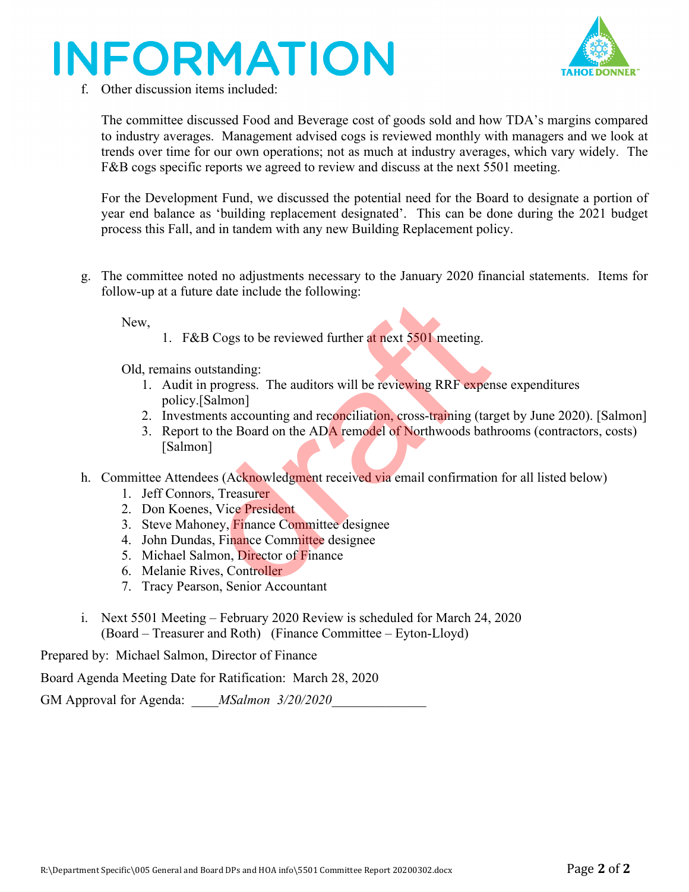# INFORMATION

f. Other discussion items included:

The committee discussed Food and Beverage cost of goods sold and how TDA's margins compared to industry averages. Management advised cogs is reviewed monthly with managers and we look at trends over time for our own operations; not as much at industry averages, which vary widely. The F&B cogs specific reports we agreed to review and discuss at the next 5501 meeting.

For the Development Fund, we discussed the potential need for the Board to designate a portion of year end balance as 'building replacement designated'. This can be done during the 2021 budget process this Fall, and in tandem with any new Building Replacement policy.

g. The committee noted no adjustments necessary to the January 2020 financial statements. Items for follow-up at a future date include the following:

New,

1. F&B Cogs to be reviewed further at next 5501 meeting.

Old, remains outstanding:

1. Audit in progress. The auditors will be reviewing RRF expense expenditures policy.[Salmon]
2. Investments accounting and reconciliation, cross-training (target by June 2020). [Salmon]
3. Report to the Board on the ADA remodel of Northwoods bathrooms (contractors, costs) [Salmon]

h. Committee Attendees (Acknowledgment received via email confirmation for all listed below)

1. Jeff Connors, Treasurer
2. Don Koenes, Vice President
3. Steve Mahoney, Finance Committee designee
4. John Dundas, Finance Committee designee
5. Michael Salmon, Director of Finance
6. Melanie Rives, Controller
7. Tracy Pearson, Senior Accountant

i. Next 5501 Meeting – February 2020 Review is scheduled for March 24, 2020
(Board – Treasurer and Roth) (Finance Committee – Eyton-Lloyd)

Prepared by: Michael Salmon, Director of Finance

Board Agenda Meeting Date for Ratification: March 28, 2020

GM Approval for Agenda: ____*MSalmon 3/20/2020*______________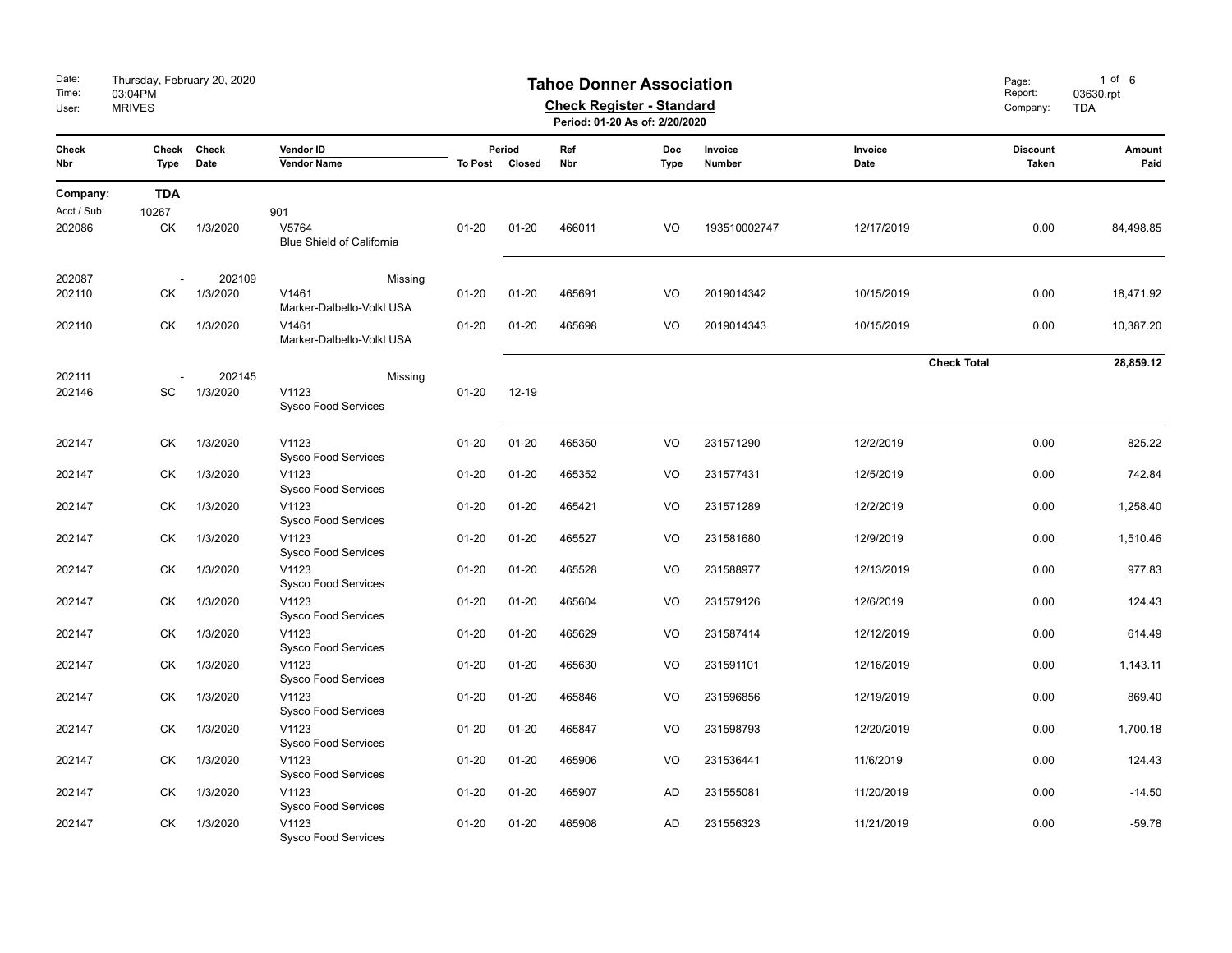# Tahoe Donner Association

**Check Register - Standard**

**Period: 01-20 As of: 2/20/2020**

Date: Thursday, February 20, 2020
Time: 03:04PM
User: MRIVES

Report: 03630.rpt
Company: TDA

| Check Nbr | Check Type | Check Date | Vendor ID / Vendor Name | Period To Post | Period Closed | Ref Nbr | Doc Type | Invoice Number | Invoice Date | Discount Taken | Amount Paid |
|---|---|---|---|---|---|---|---|---|---|---|---|
| **Company:** | **TDA** | | | | | | | | | | |
| Acct / Sub: | 10267 | | 901 | | | | | | | | |
| 202086 | CK | 1/3/2020 | V5764 Blue Shield of California | 01-20 | 01-20 | 466011 | VO | 193510002747 | 12/17/2019 | 0.00 | 84,498.85 |
| 202087 | - | 202109 | Missing | | | | | | | | |
| 202110 | CK | 1/3/2020 | V1461 Marker-Dalbello-Volkl USA | 01-20 | 01-20 | 465691 | VO | 2019014342 | 10/15/2019 | 0.00 | 18,471.92 |
| 202110 | CK | 1/3/2020 | V1461 Marker-Dalbello-Volkl USA | 01-20 | 01-20 | 465698 | VO | 2019014343 | 10/15/2019 | 0.00 | 10,387.20 |
| | | | | | | | | | **Check Total** | | **28,859.12** |
| 202111 | - | 202145 | Missing | | | | | | | | |
| 202146 | SC | 1/3/2020 | V1123 Sysco Food Services | 01-20 | 12-19 | | | | | | |
| 202147 | CK | 1/3/2020 | V1123 Sysco Food Services | 01-20 | 01-20 | 465350 | VO | 231571290 | 12/2/2019 | 0.00 | 825.22 |
| 202147 | CK | 1/3/2020 | V1123 Sysco Food Services | 01-20 | 01-20 | 465352 | VO | 231577431 | 12/5/2019 | 0.00 | 742.84 |
| 202147 | CK | 1/3/2020 | V1123 Sysco Food Services | 01-20 | 01-20 | 465421 | VO | 231571289 | 12/2/2019 | 0.00 | 1,258.40 |
| 202147 | CK | 1/3/2020 | V1123 Sysco Food Services | 01-20 | 01-20 | 465527 | VO | 231581680 | 12/9/2019 | 0.00 | 1,510.46 |
| 202147 | CK | 1/3/2020 | V1123 Sysco Food Services | 01-20 | 01-20 | 465528 | VO | 231588977 | 12/13/2019 | 0.00 | 977.83 |
| 202147 | CK | 1/3/2020 | V1123 Sysco Food Services | 01-20 | 01-20 | 465604 | VO | 231579126 | 12/6/2019 | 0.00 | 124.43 |
| 202147 | CK | 1/3/2020 | V1123 Sysco Food Services | 01-20 | 01-20 | 465629 | VO | 231587414 | 12/12/2019 | 0.00 | 614.49 |
| 202147 | CK | 1/3/2020 | V1123 Sysco Food Services | 01-20 | 01-20 | 465630 | VO | 231591101 | 12/16/2019 | 0.00 | 1,143.11 |
| 202147 | CK | 1/3/2020 | V1123 Sysco Food Services | 01-20 | 01-20 | 465846 | VO | 231596856 | 12/19/2019 | 0.00 | 869.40 |
| 202147 | CK | 1/3/2020 | V1123 Sysco Food Services | 01-20 | 01-20 | 465847 | VO | 231598793 | 12/20/2019 | 0.00 | 1,700.18 |
| 202147 | CK | 1/3/2020 | V1123 Sysco Food Services | 01-20 | 01-20 | 465906 | VO | 231536441 | 11/6/2019 | 0.00 | 124.43 |
| 202147 | CK | 1/3/2020 | V1123 Sysco Food Services | 01-20 | 01-20 | 465907 | AD | 231555081 | 11/20/2019 | 0.00 | -14.50 |
| 202147 | CK | 1/3/2020 | V1123 Sysco Food Services | 01-20 | 01-20 | 465908 | AD | 231556323 | 11/21/2019 | 0.00 | -59.78 |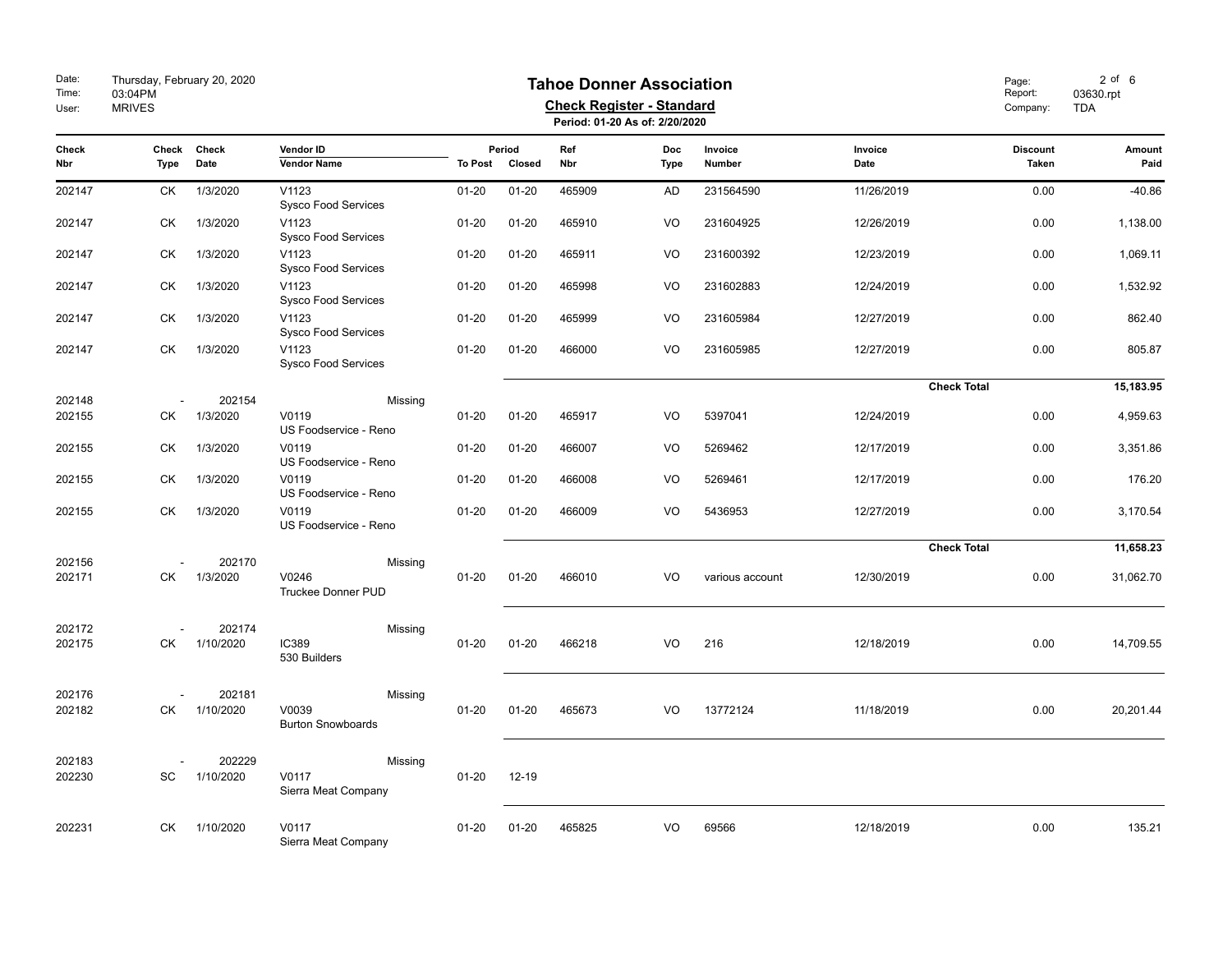# Tahoe Donner Association

**Check Register - Standard**

**Period: 01-20 As of: 2/20/2020**

Date: Thursday, February 20, 2020
Time: 03:04PM
User: MRIVES

Report: 03630.rpt
Company: TDA

| Check Nbr | Check Type | Check Date | Vendor ID / Vendor Name | Period To Post | Period Closed | Ref Nbr | Doc Type | Invoice Number | Invoice Date | Discount Taken | Amount Paid |
|---|---|---|---|---|---|---|---|---|---|---|---|
| 202147 | CK | 1/3/2020 | V1123 Sysco Food Services | 01-20 | 01-20 | 465909 | AD | 231564590 | 11/26/2019 | 0.00 | -40.86 |
| 202147 | CK | 1/3/2020 | V1123 Sysco Food Services | 01-20 | 01-20 | 465910 | VO | 231604925 | 12/26/2019 | 0.00 | 1,138.00 |
| 202147 | CK | 1/3/2020 | V1123 Sysco Food Services | 01-20 | 01-20 | 465911 | VO | 231600392 | 12/23/2019 | 0.00 | 1,069.11 |
| 202147 | CK | 1/3/2020 | V1123 Sysco Food Services | 01-20 | 01-20 | 465998 | VO | 231602883 | 12/24/2019 | 0.00 | 1,532.92 |
| 202147 | CK | 1/3/2020 | V1123 Sysco Food Services | 01-20 | 01-20 | 465999 | VO | 231605984 | 12/27/2019 | 0.00 | 862.40 |
| 202147 | CK | 1/3/2020 | V1123 Sysco Food Services | 01-20 | 01-20 | 466000 | VO | 231605985 | 12/27/2019 | 0.00 | 805.87 |
| | | | | | | | | | | **Check Total** | **15,183.95** |
| 202148 | - | 202154 | Missing | | | | | | | | |
| 202155 | CK | 1/3/2020 | V0119 US Foodservice - Reno | 01-20 | 01-20 | 465917 | VO | 5397041 | 12/24/2019 | 0.00 | 4,959.63 |
| 202155 | CK | 1/3/2020 | V0119 US Foodservice - Reno | 01-20 | 01-20 | 466007 | VO | 5269462 | 12/17/2019 | 0.00 | 3,351.86 |
| 202155 | CK | 1/3/2020 | V0119 US Foodservice - Reno | 01-20 | 01-20 | 466008 | VO | 5269461 | 12/17/2019 | 0.00 | 176.20 |
| 202155 | CK | 1/3/2020 | V0119 US Foodservice - Reno | 01-20 | 01-20 | 466009 | VO | 5436953 | 12/27/2019 | 0.00 | 3,170.54 |
| | | | | | | | | | | **Check Total** | **11,658.23** |
| 202156 | - | 202170 | Missing | | | | | | | | |
| 202171 | CK | 1/3/2020 | V0246 Truckee Donner PUD | 01-20 | 01-20 | 466010 | VO | various account | 12/30/2019 | 0.00 | 31,062.70 |
| 202172 | - | 202174 | Missing | | | | | | | | |
| 202175 | CK | 1/10/2020 | IC389 530 Builders | 01-20 | 01-20 | 466218 | VO | 216 | 12/18/2019 | 0.00 | 14,709.55 |
| 202176 | - | 202181 | Missing | | | | | | | | |
| 202182 | CK | 1/10/2020 | V0039 Burton Snowboards | 01-20 | 01-20 | 465673 | VO | 13772124 | 11/18/2019 | 0.00 | 20,201.44 |
| 202183 | - | 202229 | Missing | | | | | | | | |
| 202230 | SC | 1/10/2020 | V0117 Sierra Meat Company | 01-20 | 12-19 | | | | | | |
| 202231 | CK | 1/10/2020 | V0117 Sierra Meat Company | 01-20 | 01-20 | 465825 | VO | 69566 | 12/18/2019 | 0.00 | 135.21 |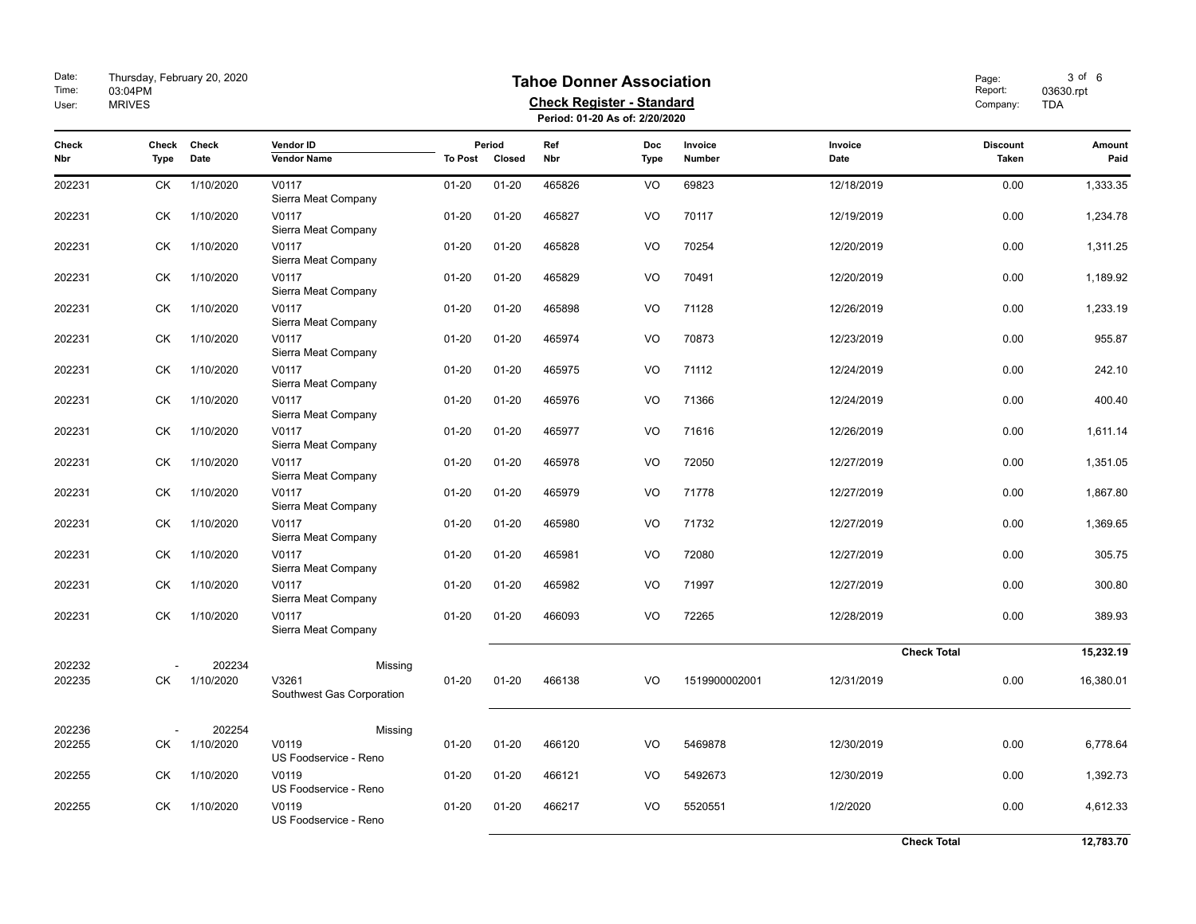# Tahoe Donner Association

**Check Register - Standard**

**Period: 01-20 As of: 2/20/2020**

| Check Nbr | Check Type | Check Date | Vendor ID / Vendor Name | Period To Post | Period Closed | Ref Nbr | Doc Type | Invoice Number | Invoice Date | Discount Taken | Amount Paid |
|---|---|---|---|---|---|---|---|---|---|---|---|
| 202231 | CK | 1/10/2020 | V0117 Sierra Meat Company | 01-20 | 01-20 | 465826 | VO | 69823 | 12/18/2019 | 0.00 | 1,333.35 |
| 202231 | CK | 1/10/2020 | V0117 Sierra Meat Company | 01-20 | 01-20 | 465827 | VO | 70117 | 12/19/2019 | 0.00 | 1,234.78 |
| 202231 | CK | 1/10/2020 | V0117 Sierra Meat Company | 01-20 | 01-20 | 465828 | VO | 70254 | 12/20/2019 | 0.00 | 1,311.25 |
| 202231 | CK | 1/10/2020 | V0117 Sierra Meat Company | 01-20 | 01-20 | 465829 | VO | 70491 | 12/20/2019 | 0.00 | 1,189.92 |
| 202231 | CK | 1/10/2020 | V0117 Sierra Meat Company | 01-20 | 01-20 | 465898 | VO | 71128 | 12/26/2019 | 0.00 | 1,233.19 |
| 202231 | CK | 1/10/2020 | V0117 Sierra Meat Company | 01-20 | 01-20 | 465974 | VO | 70873 | 12/23/2019 | 0.00 | 955.87 |
| 202231 | CK | 1/10/2020 | V0117 Sierra Meat Company | 01-20 | 01-20 | 465975 | VO | 71112 | 12/24/2019 | 0.00 | 242.10 |
| 202231 | CK | 1/10/2020 | V0117 Sierra Meat Company | 01-20 | 01-20 | 465976 | VO | 71366 | 12/24/2019 | 0.00 | 400.40 |
| 202231 | CK | 1/10/2020 | V0117 Sierra Meat Company | 01-20 | 01-20 | 465977 | VO | 71616 | 12/26/2019 | 0.00 | 1,611.14 |
| 202231 | CK | 1/10/2020 | V0117 Sierra Meat Company | 01-20 | 01-20 | 465978 | VO | 72050 | 12/27/2019 | 0.00 | 1,351.05 |
| 202231 | CK | 1/10/2020 | V0117 Sierra Meat Company | 01-20 | 01-20 | 465979 | VO | 71778 | 12/27/2019 | 0.00 | 1,867.80 |
| 202231 | CK | 1/10/2020 | V0117 Sierra Meat Company | 01-20 | 01-20 | 465980 | VO | 71732 | 12/27/2019 | 0.00 | 1,369.65 |
| 202231 | CK | 1/10/2020 | V0117 Sierra Meat Company | 01-20 | 01-20 | 465981 | VO | 72080 | 12/27/2019 | 0.00 | 305.75 |
| 202231 | CK | 1/10/2020 | V0117 Sierra Meat Company | 01-20 | 01-20 | 465982 | VO | 71997 | 12/27/2019 | 0.00 | 300.80 |
| 202231 | CK | 1/10/2020 | V0117 Sierra Meat Company | 01-20 | 01-20 | 466093 | VO | 72265 | 12/28/2019 | 0.00 | 389.93 |
| | | | | | | | | | | **Check Total** | **15,232.19** |
| 202232 | - | 202234 | Missing | | | | | | | | |
| 202235 | CK | 1/10/2020 | V3261 Southwest Gas Corporation | 01-20 | 01-20 | 466138 | VO | 1519900002001 | 12/31/2019 | 0.00 | 16,380.01 |
| 202236 | - | 202254 | Missing | | | | | | | | |
| 202255 | CK | 1/10/2020 | V0119 US Foodservice - Reno | 01-20 | 01-20 | 466120 | VO | 5469878 | 12/30/2019 | 0.00 | 6,778.64 |
| 202255 | CK | 1/10/2020 | V0119 US Foodservice - Reno | 01-20 | 01-20 | 466121 | VO | 5492673 | 12/30/2019 | 0.00 | 1,392.73 |
| 202255 | CK | 1/10/2020 | V0119 US Foodservice - Reno | 01-20 | 01-20 | 466217 | VO | 5520551 | 1/2/2020 | 0.00 | 4,612.33 |
| | | | | | | | | | | **Check Total** | **12,783.70** |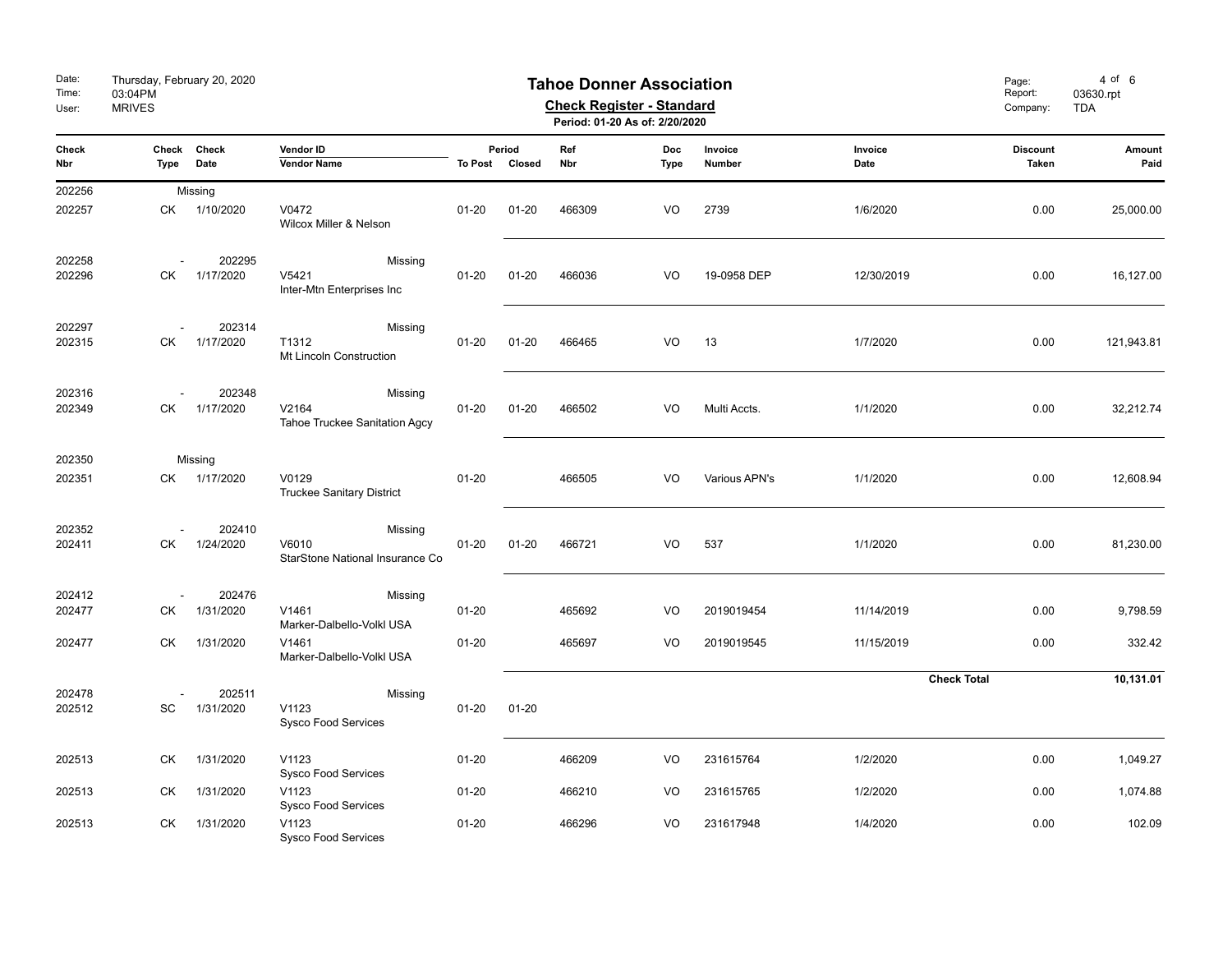# Tahoe Donner Association

**Check Register - Standard**

**Period: 01-20 As of: 2/20/2020**

Date: Thursday, February 20, 2020
Time: 03:04PM
User: MRIVES

Report: 03630.rpt
Company: TDA

| Check Nbr | Check Type | Check Date | Vendor ID / Vendor Name | Period To Post | Period Closed | Ref Nbr | Doc Type | Invoice Number | Invoice Date | Discount Taken | Amount Paid |
|---|---|---|---|---|---|---|---|---|---|---|---|
| 202256 | Missing | | | | | | | | | | |
| 202257 | CK | 1/10/2020 | V0472 Wilcox Miller & Nelson | 01-20 | 01-20 | 466309 | VO | 2739 | 1/6/2020 | 0.00 | 25,000.00 |
| 202258 | - | 202295 | Missing | | | | | | | | |
| 202296 | CK | 1/17/2020 | V5421 Inter-Mtn Enterprises Inc | 01-20 | 01-20 | 466036 | VO | 19-0958 DEP | 12/30/2019 | 0.00 | 16,127.00 |
| 202297 | - | 202314 | Missing | | | | | | | | |
| 202315 | CK | 1/17/2020 | T1312 Mt Lincoln Construction | 01-20 | 01-20 | 466465 | VO | 13 | 1/7/2020 | 0.00 | 121,943.81 |
| 202316 | - | 202348 | Missing | | | | | | | | |
| 202349 | CK | 1/17/2020 | V2164 Tahoe Truckee Sanitation Agcy | 01-20 | 01-20 | 466502 | VO | Multi Accts. | 1/1/2020 | 0.00 | 32,212.74 |
| 202350 | Missing | | | | | | | | | | |
| 202351 | CK | 1/17/2020 | V0129 Truckee Sanitary District | 01-20 | | 466505 | VO | Various APN's | 1/1/2020 | 0.00 | 12,608.94 |
| 202352 | - | 202410 | Missing | | | | | | | | |
| 202411 | CK | 1/24/2020 | V6010 StarStone National Insurance Co | 01-20 | 01-20 | 466721 | VO | 537 | 1/1/2020 | 0.00 | 81,230.00 |
| 202412 | - | 202476 | Missing | | | | | | | | |
| 202477 | CK | 1/31/2020 | V1461 Marker-Dalbello-Volkl USA | 01-20 | | 465692 | VO | 2019019454 | 11/14/2019 | 0.00 | 9,798.59 |
| 202477 | CK | 1/31/2020 | V1461 Marker-Dalbello-Volkl USA | 01-20 | | 465697 | VO | 2019019545 | 11/15/2019 | 0.00 | 332.42 |
| | | | | | | | | | **Check Total** | | **10,131.01** |
| 202478 | - | 202511 | Missing | | | | | | | | |
| 202512 | SC | 1/31/2020 | V1123 Sysco Food Services | 01-20 | 01-20 | | | | | | |
| 202513 | CK | 1/31/2020 | V1123 Sysco Food Services | 01-20 | | 466209 | VO | 231615764 | 1/2/2020 | 0.00 | 1,049.27 |
| 202513 | CK | 1/31/2020 | V1123 Sysco Food Services | 01-20 | | 466210 | VO | 231615765 | 1/2/2020 | 0.00 | 1,074.88 |
| 202513 | CK | 1/31/2020 | V1123 Sysco Food Services | 01-20 | | 466296 | VO | 231617948 | 1/4/2020 | 0.00 | 102.09 |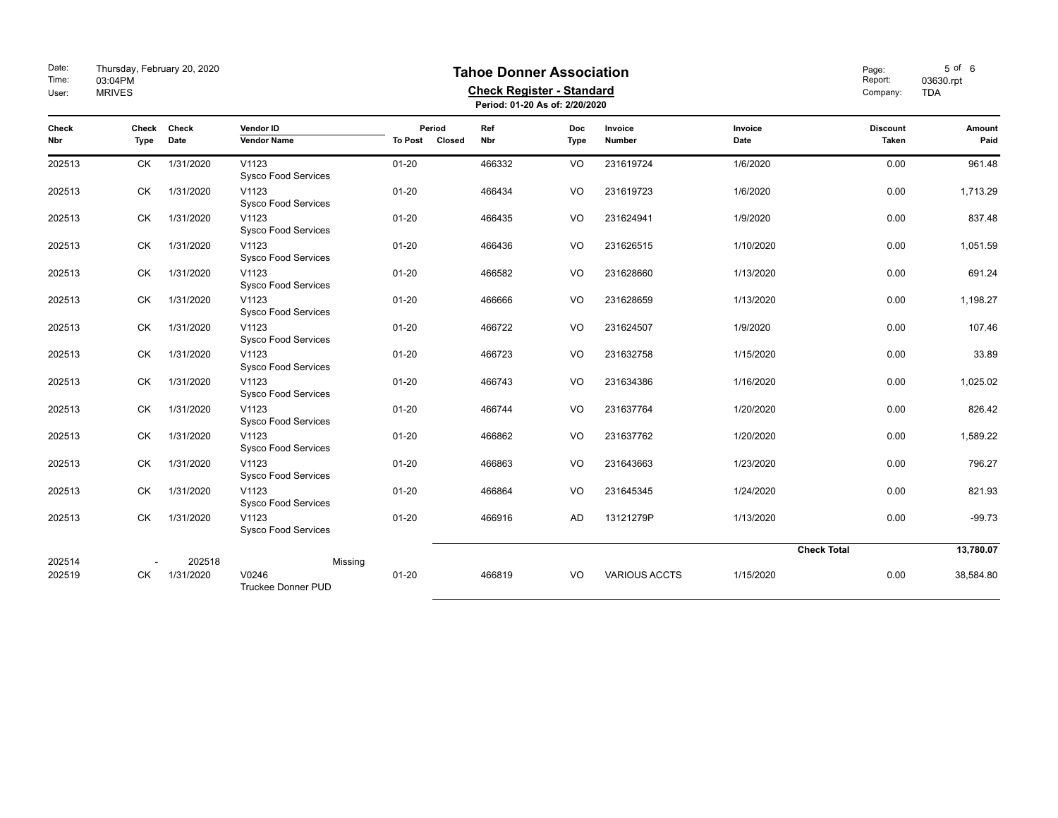# Tahoe Donner Association

**Check Register - Standard**

**Period: 01-20 As of: 2/20/2020**

Date: Thursday, February 20, 2020
Time: 03:04PM
User: MRIVES

Report: 03630.rpt
Company: TDA

| Check Nbr | Check Type | Check Date | Vendor ID / Vendor Name | Period To Post | Period Closed | Ref Nbr | Doc Type | Invoice Number | Invoice Date | Discount Taken | Amount Paid |
|---|---|---|---|---|---|---|---|---|---|---|---|
| 202513 | CK | 1/31/2020 | V1123 Sysco Food Services | 01-20 | | 466332 | VO | 231619724 | 1/6/2020 | 0.00 | 961.48 |
| 202513 | CK | 1/31/2020 | V1123 Sysco Food Services | 01-20 | | 466434 | VO | 231619723 | 1/6/2020 | 0.00 | 1,713.29 |
| 202513 | CK | 1/31/2020 | V1123 Sysco Food Services | 01-20 | | 466435 | VO | 231624941 | 1/9/2020 | 0.00 | 837.48 |
| 202513 | CK | 1/31/2020 | V1123 Sysco Food Services | 01-20 | | 466436 | VO | 231626515 | 1/10/2020 | 0.00 | 1,051.59 |
| 202513 | CK | 1/31/2020 | V1123 Sysco Food Services | 01-20 | | 466582 | VO | 231628660 | 1/13/2020 | 0.00 | 691.24 |
| 202513 | CK | 1/31/2020 | V1123 Sysco Food Services | 01-20 | | 466666 | VO | 231628659 | 1/13/2020 | 0.00 | 1,198.27 |
| 202513 | CK | 1/31/2020 | V1123 Sysco Food Services | 01-20 | | 466722 | VO | 231624507 | 1/9/2020 | 0.00 | 107.46 |
| 202513 | CK | 1/31/2020 | V1123 Sysco Food Services | 01-20 | | 466723 | VO | 231632758 | 1/15/2020 | 0.00 | 33.89 |
| 202513 | CK | 1/31/2020 | V1123 Sysco Food Services | 01-20 | | 466743 | VO | 231634386 | 1/16/2020 | 0.00 | 1,025.02 |
| 202513 | CK | 1/31/2020 | V1123 Sysco Food Services | 01-20 | | 466744 | VO | 231637764 | 1/20/2020 | 0.00 | 826.42 |
| 202513 | CK | 1/31/2020 | V1123 Sysco Food Services | 01-20 | | 466862 | VO | 231637762 | 1/20/2020 | 0.00 | 1,589.22 |
| 202513 | CK | 1/31/2020 | V1123 Sysco Food Services | 01-20 | | 466863 | VO | 231643663 | 1/23/2020 | 0.00 | 796.27 |
| 202513 | CK | 1/31/2020 | V1123 Sysco Food Services | 01-20 | | 466864 | VO | 231645345 | 1/24/2020 | 0.00 | 821.93 |
| 202513 | CK | 1/31/2020 | V1123 Sysco Food Services | 01-20 | | 466916 | AD | 13121279P | 1/13/2020 | 0.00 | -99.73 |
| | | | | | | | | | | **Check Total** | **13,780.07** |
| 202514 | - | 202518 | Missing | | | | | | | | |
| 202519 | CK | 1/31/2020 | V0246 Truckee Donner PUD | 01-20 | | 466819 | VO | VARIOUS ACCTS | 1/15/2020 | 0.00 | 38,584.80 |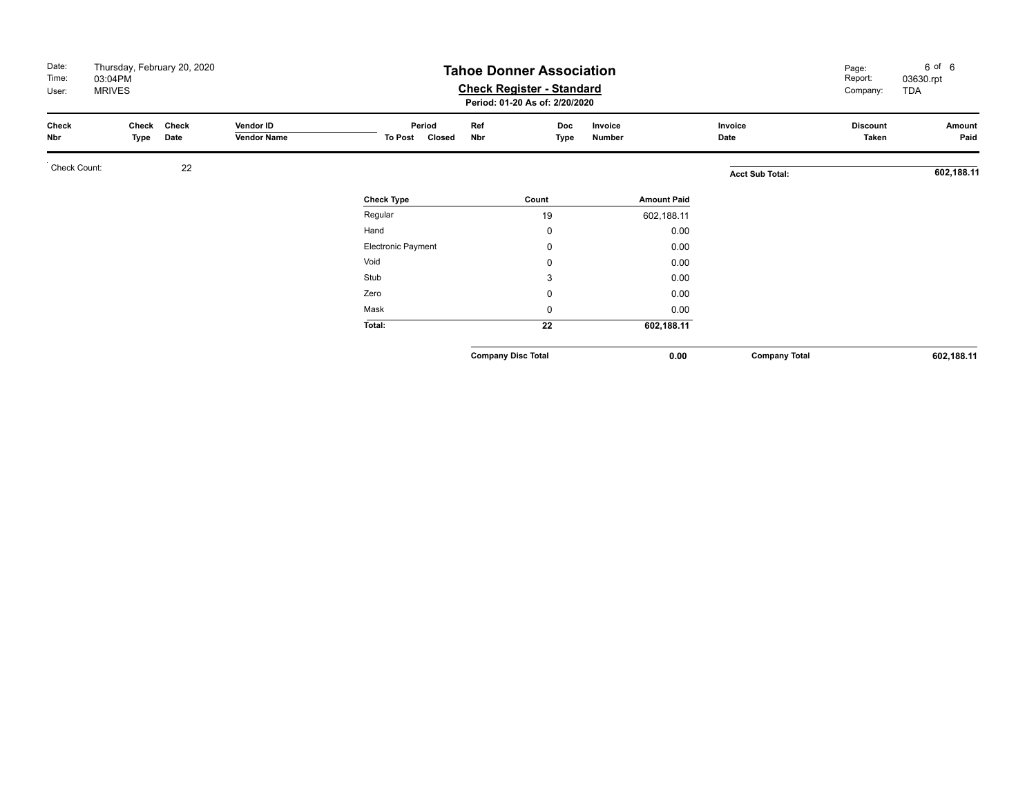# Tahoe Donner Association

## Check Register - Standard

**Period: 01-20 As of: 2/20/2020**

Date: Thursday, February 20, 2020
Time: 03:04PM
User: MRIVES

Report: 03630.rpt
Company: TDA

| Check Nbr | Check Type | Check Date | Vendor ID / Vendor Name | Period To Post | Period Closed | Ref Nbr | Doc Type | Invoice Number | Invoice Date | Discount Taken | Amount Paid |
|---|---|---|---|---|---|---|---|---|---|---|---|

Check Count: 22

**Acct Sub Total:** **602,188.11**

| Check Type | Count | Amount Paid |
|---|---|---|
| Regular | 19 | 602,188.11 |
| Hand | 0 | 0.00 |
| Electronic Payment | 0 | 0.00 |
| Void | 0 | 0.00 |
| Stub | 3 | 0.00 |
| Zero | 0 | 0.00 |
| Mask | 0 | 0.00 |
| **Total:** | **22** | **602,188.11** |

**Company Disc Total** **0.00**

**Company Total** **602,188.11**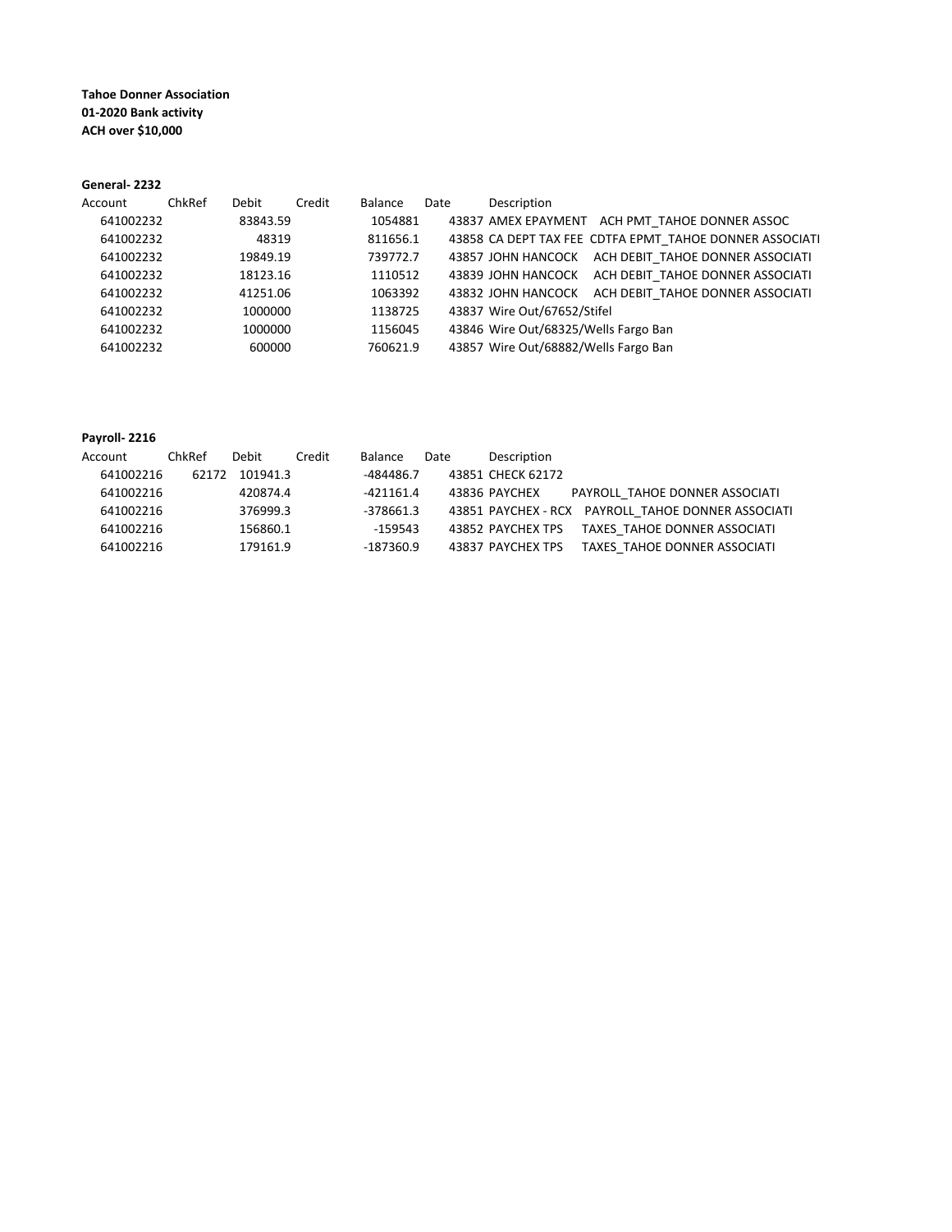**Tahoe Donner Association**
**01-2020 Bank activity**
**ACH over $10,000**

**General- 2232**

| Account | ChkRef | Debit | Credit | Balance | Date | Description |
|---|---|---|---|---|---|---|
| 641002232 | | 83843.59 | | 1054881 | 43837 | AMEX EPAYMENT ACH PMT_TAHOE DONNER ASSOC |
| 641002232 | | 48319 | | 811656.1 | 43858 | CA DEPT TAX FEE CDTFA EPMT_TAHOE DONNER ASSOCIATI |
| 641002232 | | 19849.19 | | 739772.7 | 43857 | JOHN HANCOCK ACH DEBIT_TAHOE DONNER ASSOCIATI |
| 641002232 | | 18123.16 | | 1110512 | 43839 | JOHN HANCOCK ACH DEBIT_TAHOE DONNER ASSOCIATI |
| 641002232 | | 41251.06 | | 1063392 | 43832 | JOHN HANCOCK ACH DEBIT_TAHOE DONNER ASSOCIATI |
| 641002232 | | 1000000 | | 1138725 | 43837 | Wire Out/67652/Stifel |
| 641002232 | | 1000000 | | 1156045 | 43846 | Wire Out/68325/Wells Fargo Ban |
| 641002232 | | 600000 | | 760621.9 | 43857 | Wire Out/68882/Wells Fargo Ban |

**Payroll- 2216**

| Account | ChkRef | Debit | Credit | Balance | Date | Description |
|---|---|---|---|---|---|---|
| 641002216 | 62172 | 101941.3 | | -484486.7 | 43851 | CHECK 62172 |
| 641002216 | | 420874.4 | | -421161.4 | 43836 | PAYCHEX PAYROLL_TAHOE DONNER ASSOCIATI |
| 641002216 | | 376999.3 | | -378661.3 | 43851 | PAYCHEX - RCX PAYROLL_TAHOE DONNER ASSOCIATI |
| 641002216 | | 156860.1 | | -159543 | 43852 | PAYCHEX TPS TAXES_TAHOE DONNER ASSOCIATI |
| 641002216 | | 179161.9 | | -187360.9 | 43837 | PAYCHEX TPS TAXES_TAHOE DONNER ASSOCIATI |